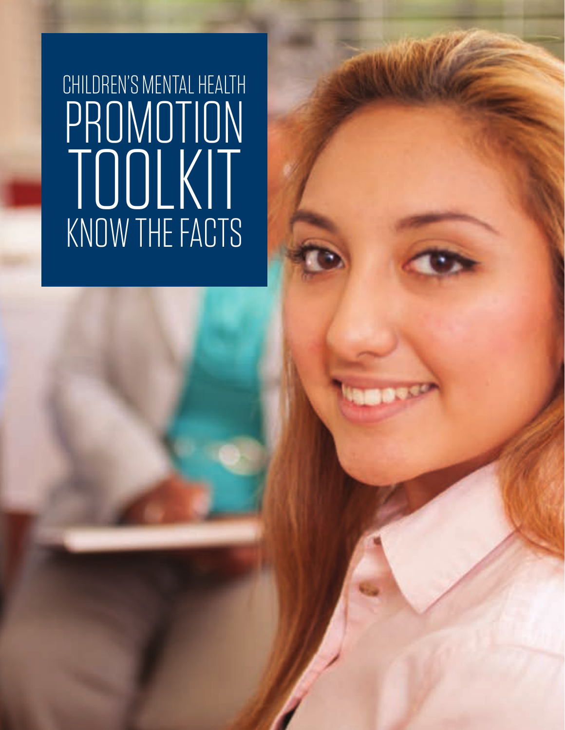# CHILDREN'S MENTAL HEALTH PROMOTION TOOLKIT

## KNOW THE FACTS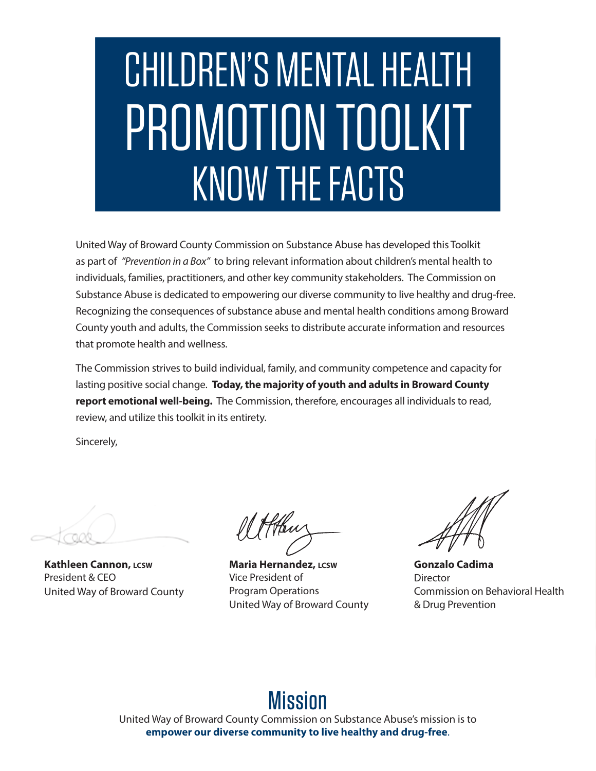# CHILDREN'S MENTAL HEALTH PROMOTION TOOLKIT

## KNOW THE FACTS

United Way of Broward County Commission on Substance Abuse has developed this Toolkit as part of *"Prevention in a Box"* to bring relevant information about children's mental health to individuals, families, practitioners, and other key community stakeholders. The Commission on Substance Abuse is dedicated to empowering our diverse community to live healthy and drug-free. Recognizing the consequences of substance abuse and mental health conditions among Broward County youth and adults, the Commission seeks to distribute accurate information and resources that promote health and wellness.

The Commission strives to build individual, family, and community competence and capacity for lasting positive social change. **Today, the majority of youth and adults in Broward County report emotional well-being.** The Commission, therefore, encourages all individuals to read, review, and utilize this toolkit in its entirety.

Sincerely,

**Kathleen Cannon,** LCSW
President & CEO
United Way of Broward County

**Maria Hernandez,** LCSW
Vice President of
Program Operations
United Way of Broward County

**Gonzalo Cadima**
Director
Commission on Behavioral Health
& Drug Prevention

## Mission

United Way of Broward County Commission on Substance Abuse's mission is to **empower our diverse community to live healthy and drug-free**.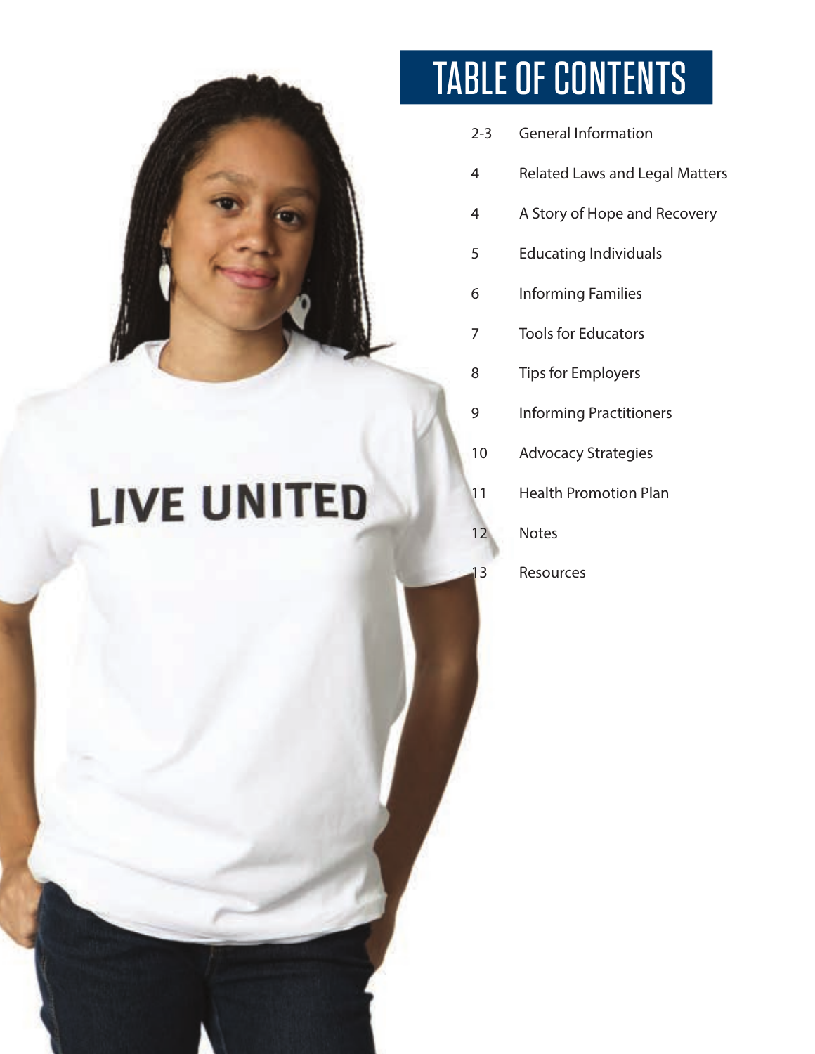# TABLE OF CONTENTS

| | |
|---|---|
| 2-3 | General Information |
| 4 | Related Laws and Legal Matters |
| 4 | A Story of Hope and Recovery |
| 5 | Educating Individuals |
| 6 | Informing Families |
| 7 | Tools for Educators |
| 8 | Tips for Employers |
| 9 | Informing Practitioners |
| 10 | Advocacy Strategies |
| 11 | Health Promotion Plan |
| 12 | Notes |
| 13 | Resources |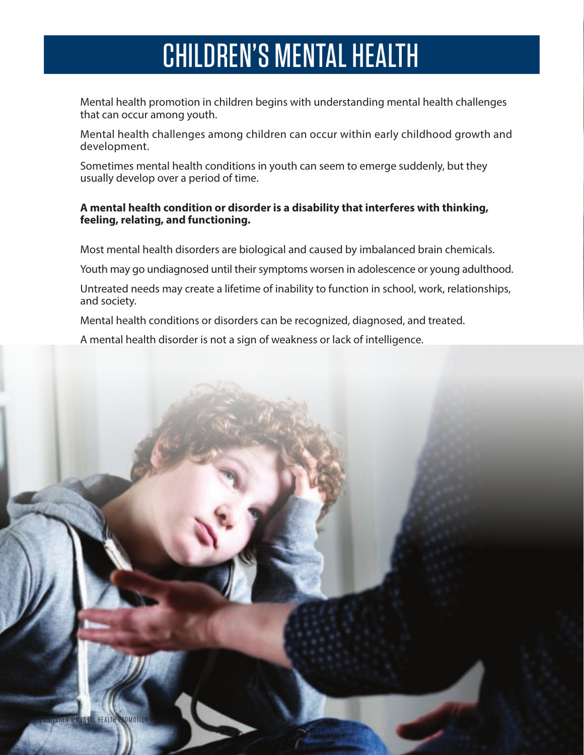# CHILDREN'S MENTAL HEALTH

Mental health promotion in children begins with understanding mental health challenges that can occur among youth.

Mental health challenges among children can occur within early childhood growth and development.

Sometimes mental health conditions in youth can seem to emerge suddenly, but they usually develop over a period of time.

**A mental health condition or disorder is a disability that interferes with thinking, feeling, relating, and functioning.**

Most mental health disorders are biological and caused by imbalanced brain chemicals.

Youth may go undiagnosed until their symptoms worsen in adolescence or young adulthood.

Untreated needs may create a lifetime of inability to function in school, work, relationships, and society.

Mental health conditions or disorders can be recognized, diagnosed, and treated.

A mental health disorder is not a sign of weakness or lack of intelligence.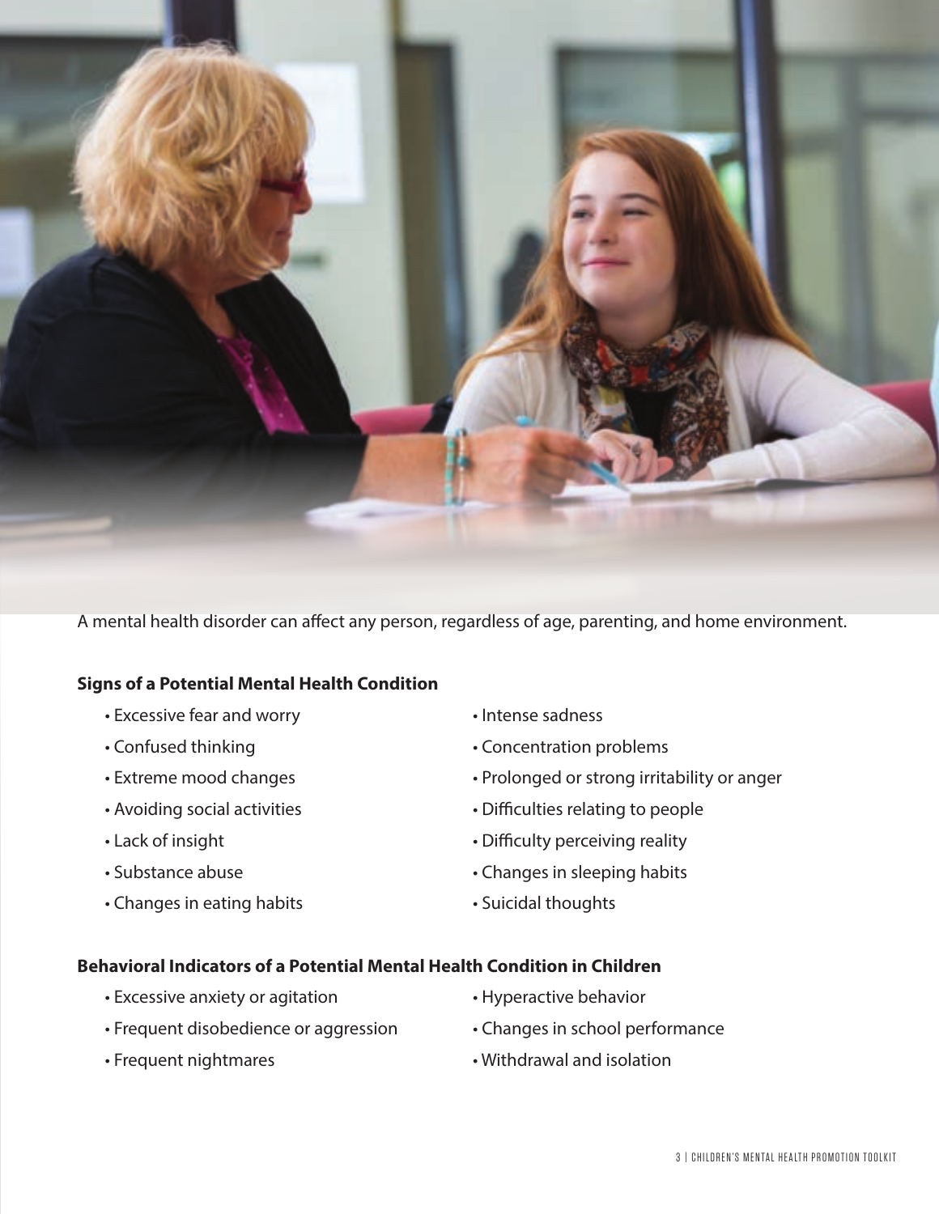A mental health disorder can affect any person, regardless of age, parenting, and home environment.

**Signs of a Potential Mental Health Condition**

- Excessive fear and worry
- Confused thinking
- Extreme mood changes
- Avoiding social activities
- Lack of insight
- Substance abuse
- Changes in eating habits
- Intense sadness
- Concentration problems
- Prolonged or strong irritability or anger
- Difficulties relating to people
- Difficulty perceiving reality
- Changes in sleeping habits
- Suicidal thoughts

**Behavioral Indicators of a Potential Mental Health Condition in Children**

- Excessive anxiety or agitation
- Frequent disobedience or aggression
- Frequent nightmares
- Hyperactive behavior
- Changes in school performance
- Withdrawal and isolation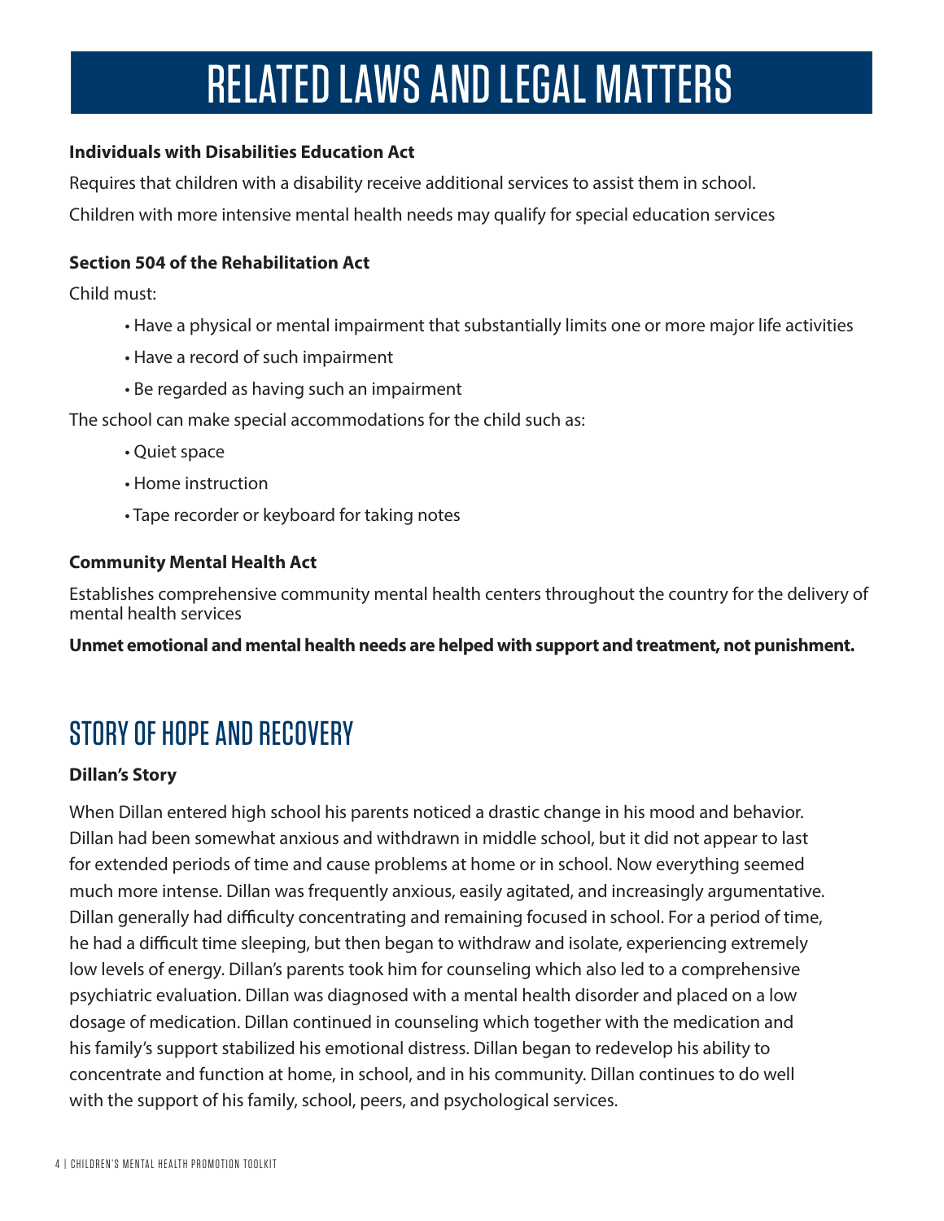# RELATED LAWS AND LEGAL MATTERS

**Individuals with Disabilities Education Act**

Requires that children with a disability receive additional services to assist them in school.

Children with more intensive mental health needs may qualify for special education services

**Section 504 of the Rehabilitation Act**

Child must:

- Have a physical or mental impairment that substantially limits one or more major life activities
- Have a record of such impairment
- Be regarded as having such an impairment

The school can make special accommodations for the child such as:

- Quiet space
- Home instruction
- Tape recorder or keyboard for taking notes

**Community Mental Health Act**

Establishes comprehensive community mental health centers throughout the country for the delivery of mental health services

**Unmet emotional and mental health needs are helped with support and treatment, not punishment.**

## STORY OF HOPE AND RECOVERY

**Dillan's Story**

When Dillan entered high school his parents noticed a drastic change in his mood and behavior. Dillan had been somewhat anxious and withdrawn in middle school, but it did not appear to last for extended periods of time and cause problems at home or in school. Now everything seemed much more intense. Dillan was frequently anxious, easily agitated, and increasingly argumentative. Dillan generally had difficulty concentrating and remaining focused in school. For a period of time, he had a difficult time sleeping, but then began to withdraw and isolate, experiencing extremely low levels of energy. Dillan's parents took him for counseling which also led to a comprehensive psychiatric evaluation. Dillan was diagnosed with a mental health disorder and placed on a low dosage of medication. Dillan continued in counseling which together with the medication and his family's support stabilized his emotional distress. Dillan began to redevelop his ability to concentrate and function at home, in school, and in his community. Dillan continues to do well with the support of his family, school, peers, and psychological services.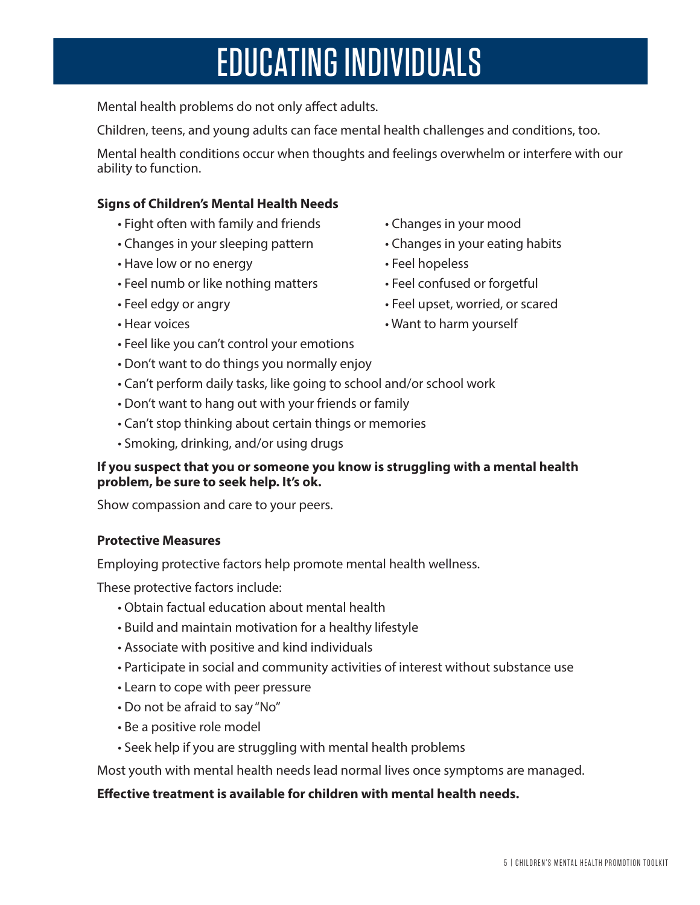# EDUCATING INDIVIDUALS

Mental health problems do not only affect adults.

Children, teens, and young adults can face mental health challenges and conditions, too.

Mental health conditions occur when thoughts and feelings overwhelm or interfere with our ability to function.

**Signs of Children's Mental Health Needs**

- Fight often with family and friends
- Changes in your sleeping pattern
- Have low or no energy
- Feel numb or like nothing matters
- Feel edgy or angry
- Hear voices
- Changes in your mood
- Changes in your eating habits
- Feel hopeless
- Feel confused or forgetful
- Feel upset, worried, or scared
- Want to harm yourself
- Feel like you can't control your emotions
- Don't want to do things you normally enjoy
- Can't perform daily tasks, like going to school and/or school work
- Don't want to hang out with your friends or family
- Can't stop thinking about certain things or memories
- Smoking, drinking, and/or using drugs

**If you suspect that you or someone you know is struggling with a mental health problem, be sure to seek help. It's ok.**

Show compassion and care to your peers.

**Protective Measures**

Employing protective factors help promote mental health wellness.

These protective factors include:

- Obtain factual education about mental health
- Build and maintain motivation for a healthy lifestyle
- Associate with positive and kind individuals
- Participate in social and community activities of interest without substance use
- Learn to cope with peer pressure
- Do not be afraid to say "No"
- Be a positive role model
- Seek help if you are struggling with mental health problems

Most youth with mental health needs lead normal lives once symptoms are managed.

**Effective treatment is available for children with mental health needs.**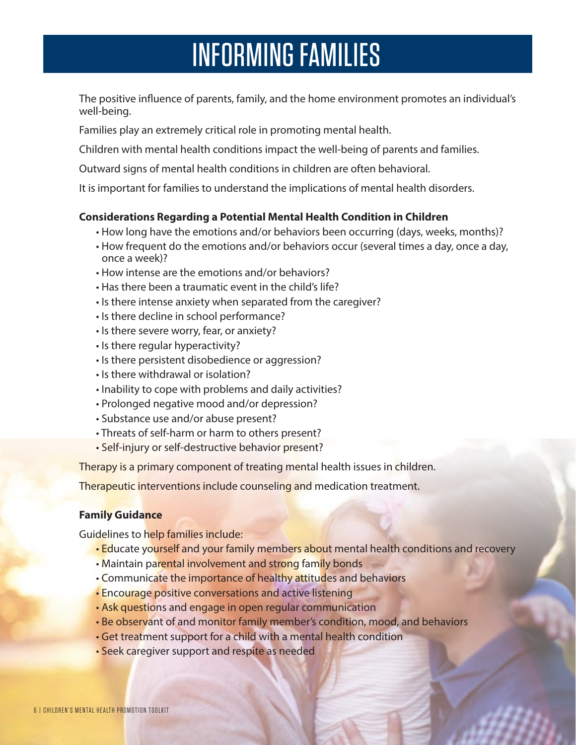# INFORMING FAMILIES

The positive influence of parents, family, and the home environment promotes an individual's well-being.

Families play an extremely critical role in promoting mental health.

Children with mental health conditions impact the well-being of parents and families.

Outward signs of mental health conditions in children are often behavioral.

It is important for families to understand the implications of mental health disorders.

**Considerations Regarding a Potential Mental Health Condition in Children**

- How long have the emotions and/or behaviors been occurring (days, weeks, months)?
- How frequent do the emotions and/or behaviors occur (several times a day, once a day, once a week)?
- How intense are the emotions and/or behaviors?
- Has there been a traumatic event in the child's life?
- Is there intense anxiety when separated from the caregiver?
- Is there decline in school performance?
- Is there severe worry, fear, or anxiety?
- Is there regular hyperactivity?
- Is there persistent disobedience or aggression?
- Is there withdrawal or isolation?
- Inability to cope with problems and daily activities?
- Prolonged negative mood and/or depression?
- Substance use and/or abuse present?
- Threats of self-harm or harm to others present?
- Self-injury or self-destructive behavior present?

Therapy is a primary component of treating mental health issues in children.

Therapeutic interventions include counseling and medication treatment.

**Family Guidance**

Guidelines to help families include:

- Educate yourself and your family members about mental health conditions and recovery
- Maintain parental involvement and strong family bonds
- Communicate the importance of healthy attitudes and behaviors
- Encourage positive conversations and active listening
- Ask questions and engage in open regular communication
- Be observant of and monitor family member's condition, mood, and behaviors
- Get treatment support for a child with a mental health condition
- Seek caregiver support and respite as needed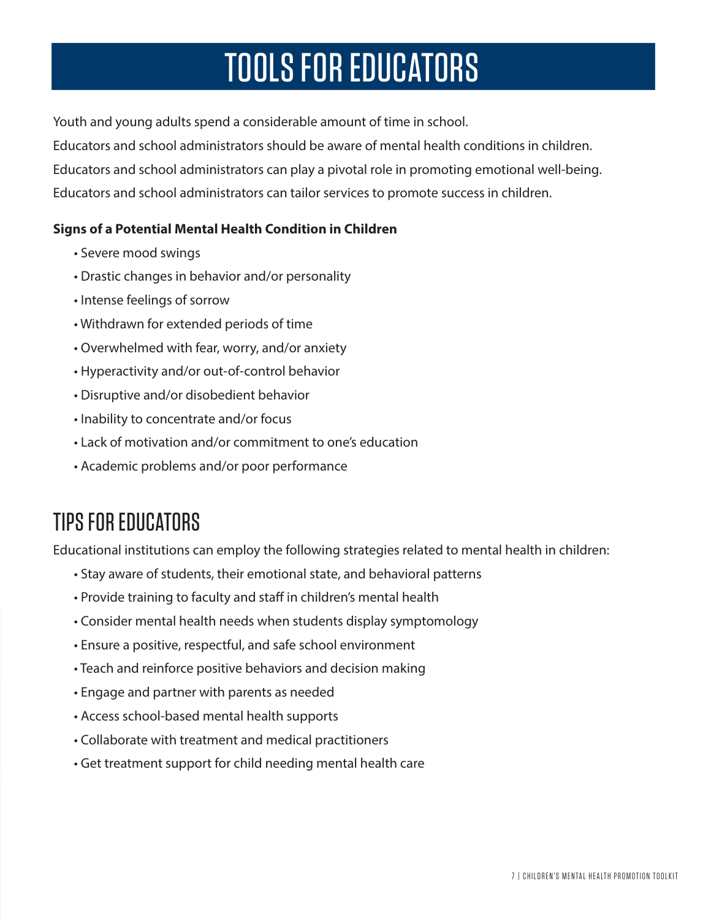# TOOLS FOR EDUCATORS

Youth and young adults spend a considerable amount of time in school.

Educators and school administrators should be aware of mental health conditions in children.

Educators and school administrators can play a pivotal role in promoting emotional well-being.

Educators and school administrators can tailor services to promote success in children.

**Signs of a Potential Mental Health Condition in Children**

- Severe mood swings
- Drastic changes in behavior and/or personality
- Intense feelings of sorrow
- Withdrawn for extended periods of time
- Overwhelmed with fear, worry, and/or anxiety
- Hyperactivity and/or out-of-control behavior
- Disruptive and/or disobedient behavior
- Inability to concentrate and/or focus
- Lack of motivation and/or commitment to one's education
- Academic problems and/or poor performance

## TIPS FOR EDUCATORS

Educational institutions can employ the following strategies related to mental health in children:

- Stay aware of students, their emotional state, and behavioral patterns
- Provide training to faculty and staff in children's mental health
- Consider mental health needs when students display symptomology
- Ensure a positive, respectful, and safe school environment
- Teach and reinforce positive behaviors and decision making
- Engage and partner with parents as needed
- Access school-based mental health supports
- Collaborate with treatment and medical practitioners
- Get treatment support for child needing mental health care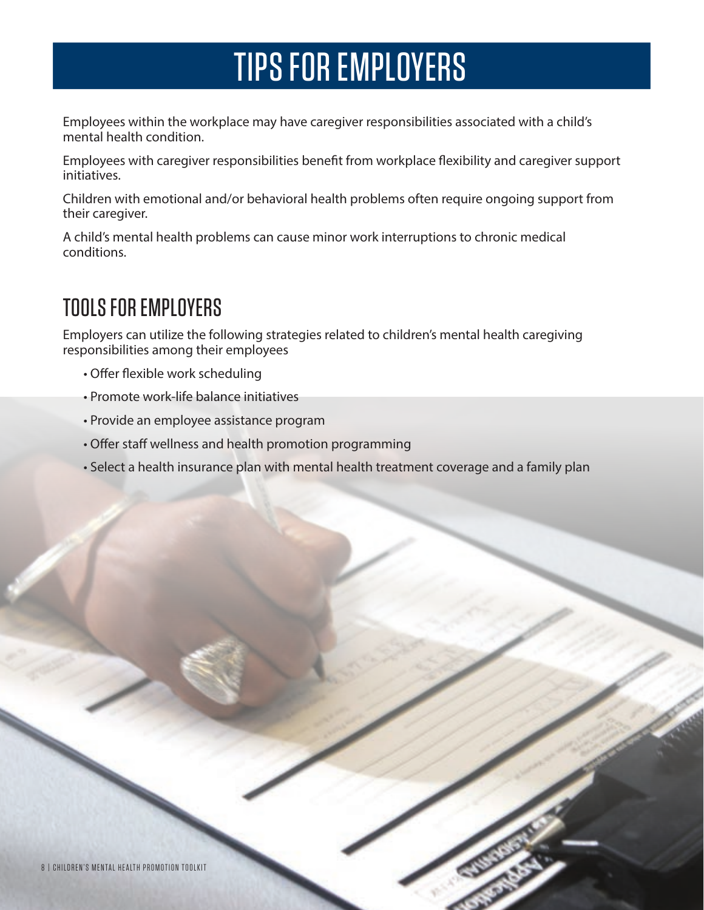# TIPS FOR EMPLOYERS

Employees within the workplace may have caregiver responsibilities associated with a child's mental health condition.

Employees with caregiver responsibilities benefit from workplace flexibility and caregiver support initiatives.

Children with emotional and/or behavioral health problems often require ongoing support from their caregiver.

A child's mental health problems can cause minor work interruptions to chronic medical conditions.

## TOOLS FOR EMPLOYERS

Employers can utilize the following strategies related to children's mental health caregiving responsibilities among their employees

- Offer flexible work scheduling
- Promote work-life balance initiatives
- Provide an employee assistance program
- Offer staff wellness and health promotion programming
- Select a health insurance plan with mental health treatment coverage and a family plan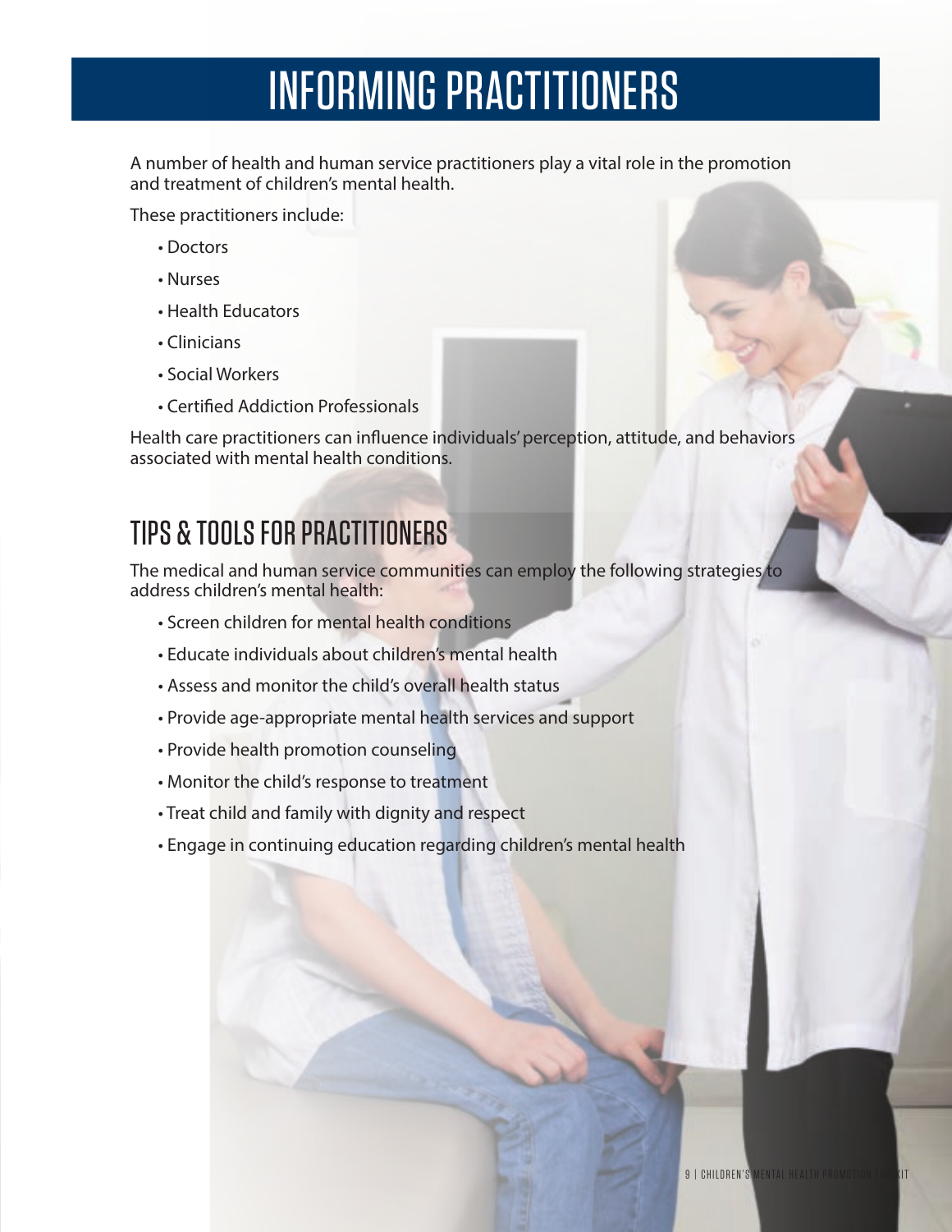# INFORMING PRACTITIONERS

A number of health and human service practitioners play a vital role in the promotion and treatment of children's mental health.

These practitioners include:

- Doctors
- Nurses
- Health Educators
- Clinicians
- Social Workers
- Certified Addiction Professionals

Health care practitioners can influence individuals' perception, attitude, and behaviors associated with mental health conditions.

## TIPS & TOOLS FOR PRACTITIONERS

The medical and human service communities can employ the following strategies to address children's mental health:

- Screen children for mental health conditions
- Educate individuals about children's mental health
- Assess and monitor the child's overall health status
- Provide age-appropriate mental health services and support
- Provide health promotion counseling
- Monitor the child's response to treatment
- Treat child and family with dignity and respect
- Engage in continuing education regarding children's mental health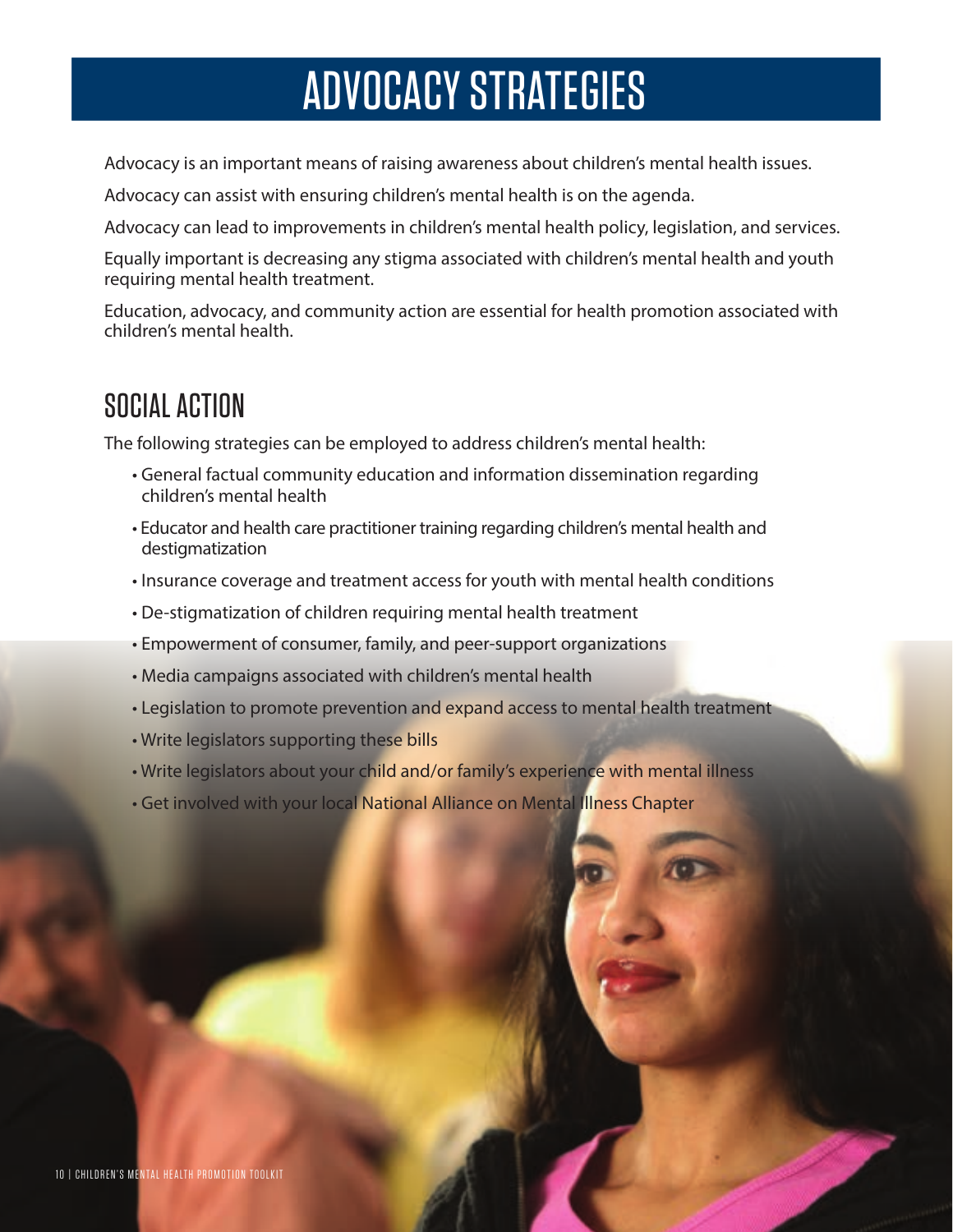# ADVOCACY STRATEGIES

Advocacy is an important means of raising awareness about children's mental health issues.

Advocacy can assist with ensuring children's mental health is on the agenda.

Advocacy can lead to improvements in children's mental health policy, legislation, and services.

Equally important is decreasing any stigma associated with children's mental health and youth requiring mental health treatment.

Education, advocacy, and community action are essential for health promotion associated with children's mental health.

## SOCIAL ACTION

The following strategies can be employed to address children's mental health:

- General factual community education and information dissemination regarding children's mental health
- Educator and health care practitioner training regarding children's mental health and destigmatization
- Insurance coverage and treatment access for youth with mental health conditions
- De-stigmatization of children requiring mental health treatment
- Empowerment of consumer, family, and peer-support organizations
- Media campaigns associated with children's mental health
- Legislation to promote prevention and expand access to mental health treatment
- Write legislators supporting these bills
- Write legislators about your child and/or family's experience with mental illness
- Get involved with your local National Alliance on Mental Illness Chapter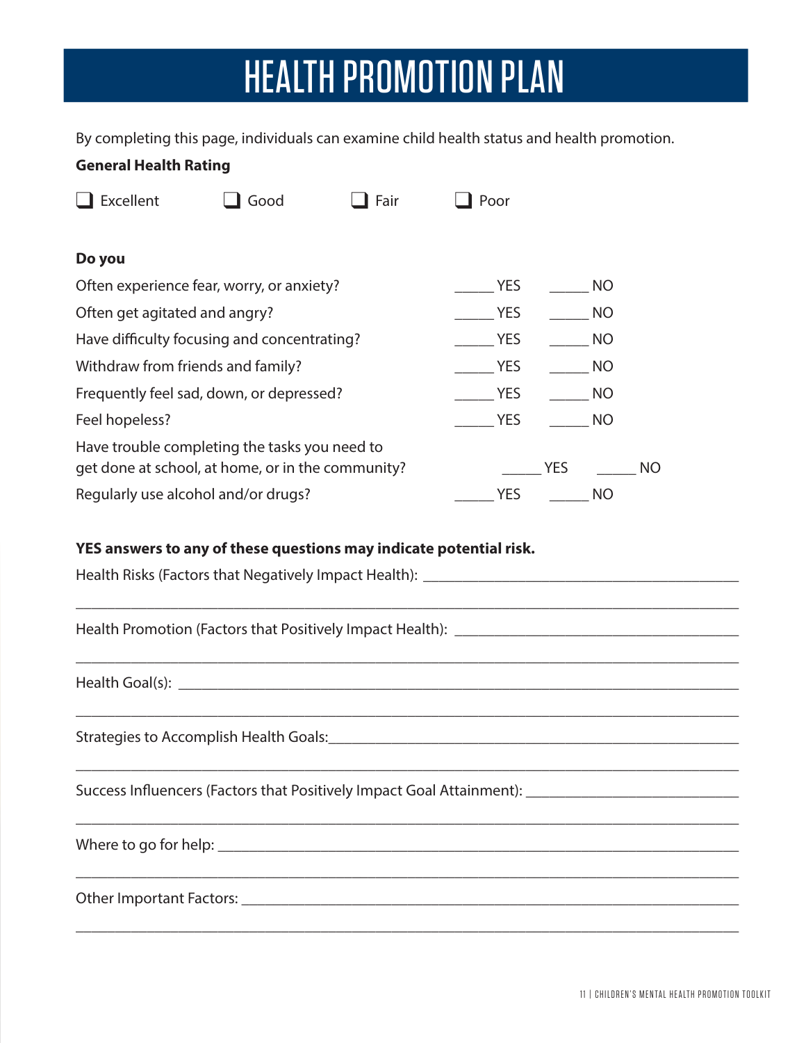# HEALTH PROMOTION PLAN

By completing this page, individuals can examine child health status and health promotion.

**General Health Rating**

❑ Excellent ❑ Good ❑ Fair ❑ Poor

**Do you**

| | | |
|---|---|---|
| Often experience fear, worry, or anxiety? | _____ YES | _____ NO |
| Often get agitated and angry? | _____ YES | _____ NO |
| Have difficulty focusing and concentrating? | _____ YES | _____ NO |
| Withdraw from friends and family? | _____ YES | _____ NO |
| Frequently feel sad, down, or depressed? | _____ YES | _____ NO |
| Feel hopeless? | _____ YES | _____ NO |
| Have trouble completing the tasks you need to get done at school, at home, or in the community? | _____ YES | _____ NO |
| Regularly use alcohol and/or drugs? | _____ YES | _____ NO |

**YES answers to any of these questions may indicate potential risk.**

Health Risks (Factors that Negatively Impact Health): ________________________________________

________________________________________________________________________________

Health Promotion (Factors that Positively Impact Health): _____________________________________

________________________________________________________________________________

Health Goal(s): _________________________________________________________________

________________________________________________________________________________

Strategies to Accomplish Health Goals:______________________________________________________

________________________________________________________________________________

Success Influencers (Factors that Positively Impact Goal Attainment): ___________________________

________________________________________________________________________________

Where to go for help: _____________________________________________________________

________________________________________________________________________________

Other Important Factors: __________________________________________________________

________________________________________________________________________________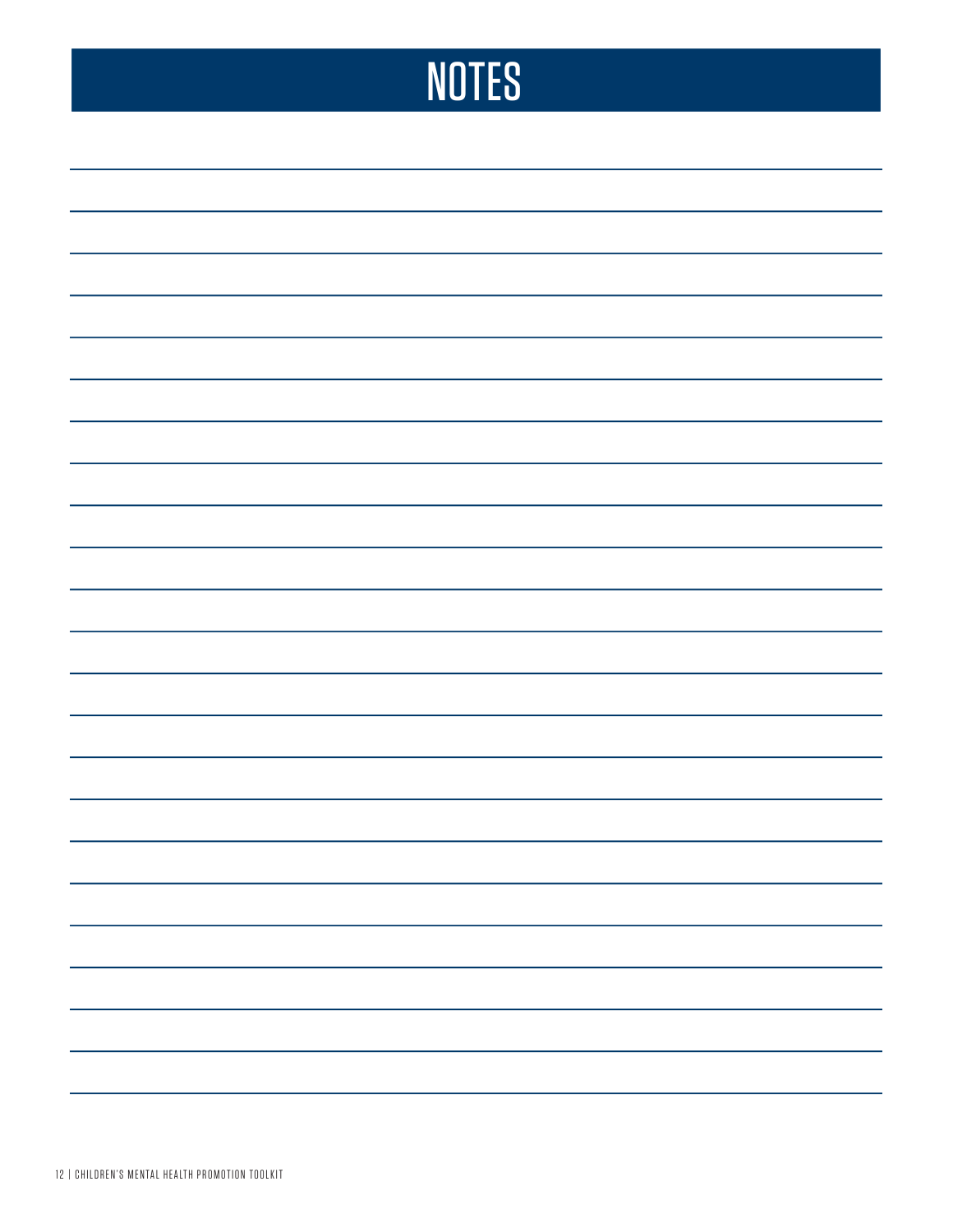# NOTES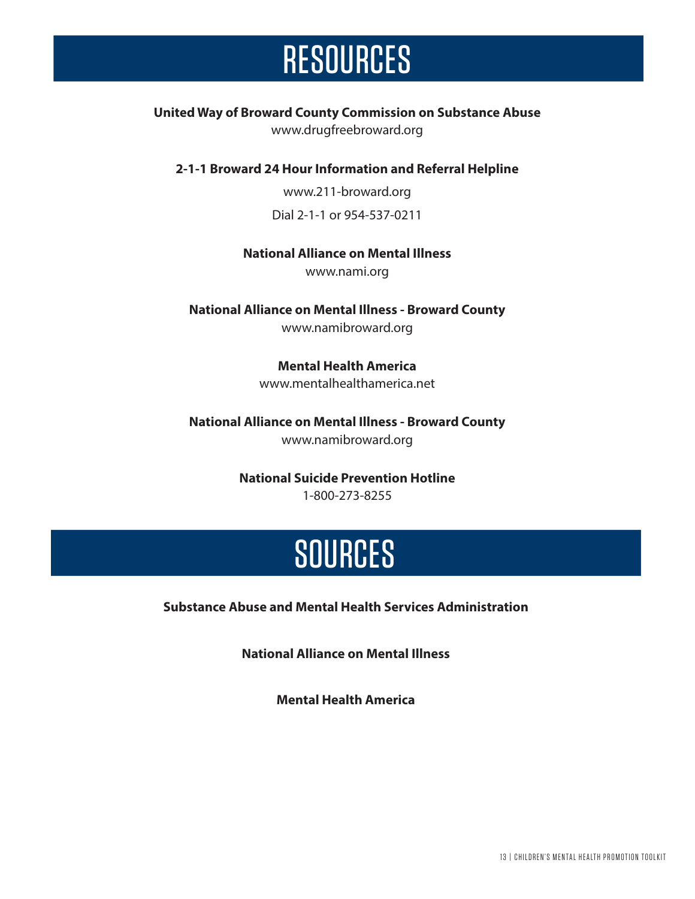# RESOURCES

**United Way of Broward County Commission on Substance Abuse**
www.drugfreebroward.org

**2-1-1 Broward 24 Hour Information and Referral Helpline**

www.211-broward.org

Dial 2-1-1 or 954-537-0211

**National Alliance on Mental Illness**
www.nami.org

**National Alliance on Mental Illness - Broward County**
www.namibroward.org

**Mental Health America**
www.mentalhealthamerica.net

**National Alliance on Mental Illness - Broward County**
www.namibroward.org

**National Suicide Prevention Hotline**
1-800-273-8255

# SOURCES

**Substance Abuse and Mental Health Services Administration**

**National Alliance on Mental Illness**

**Mental Health America**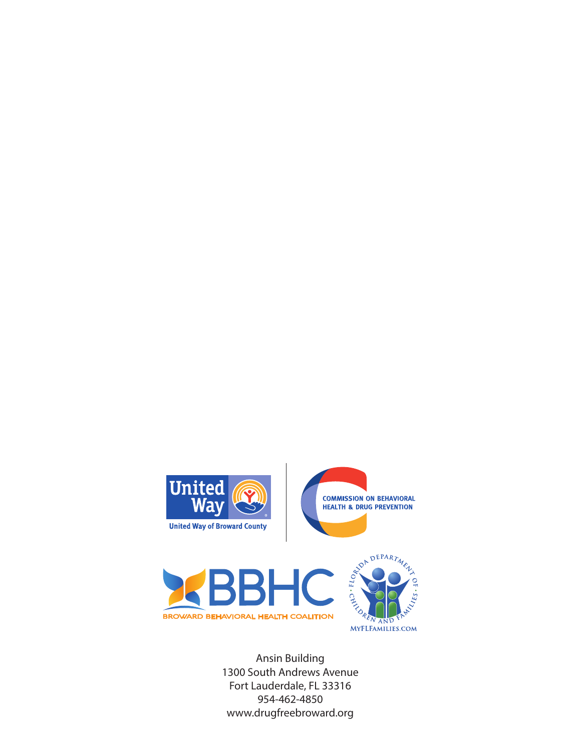United Way

United Way of Broward County

COMMISSION ON BEHAVIORAL HEALTH & DRUG PREVENTION

BBHC

BROWARD BEHAVIORAL HEALTH COALITION

FLORIDA DEPARTMENT OF CHILDREN AND FAMILIES

MYFLFAMILIES.COM

Ansin Building
1300 South Andrews Avenue
Fort Lauderdale, FL 33316
954-462-4850
www.drugfreebroward.org